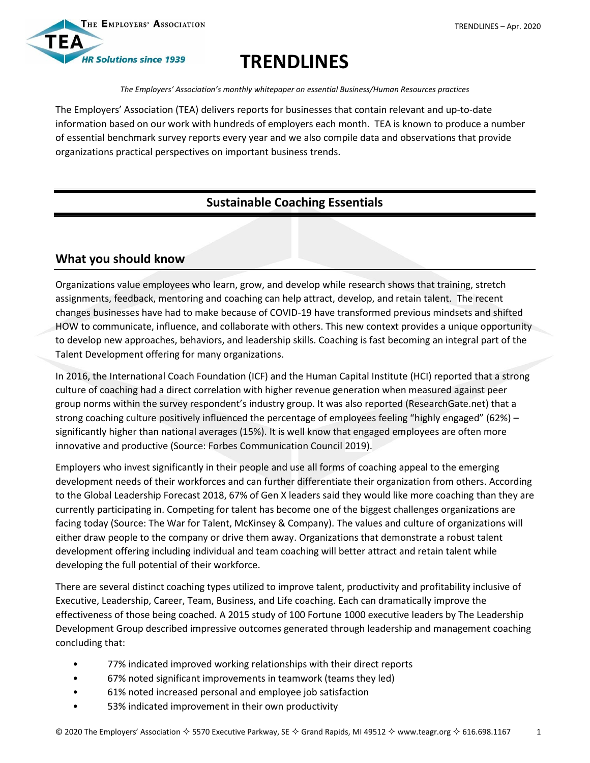# TRENDLINES

*The Employers' Association's monthly whitepaper on essential Business/Human Resources practices*

The Employers' Association (TEA) delivers reports for businesses that contain relevant and up-to-date information based on our work with hundreds of employers each month. TEA is known to produce a number of essential benchmark survey reports every year and we also compile data and observations that provide organizations practical perspectives on important business trends.

## Sustainable Coaching Essentials

### What you should know

Organizations value employees who learn, grow, and develop while research shows that training, stretch assignments, feedback, mentoring and coaching can help attract, develop, and retain talent. The recent changes businesses have had to make because of COVID-19 have transformed previous mindsets and shifted HOW to communicate, influence, and collaborate with others. This new context provides a unique opportunity to develop new approaches, behaviors, and leadership skills. Coaching is fast becoming an integral part of the Talent Development offering for many organizations.

In 2016, the International Coach Foundation (ICF) and the Human Capital Institute (HCI) reported that a strong culture of coaching had a direct correlation with higher revenue generation when measured against peer group norms within the survey respondent's industry group. It was also reported (ResearchGate.net) that a strong coaching culture positively influenced the percentage of employees feeling "highly engaged" (62%) – significantly higher than national averages (15%). It is well know that engaged employees are often more innovative and productive (Source: Forbes Communication Council 2019).

Employers who invest significantly in their people and use all forms of coaching appeal to the emerging development needs of their workforces and can further differentiate their organization from others. According to the Global Leadership Forecast 2018, 67% of Gen X leaders said they would like more coaching than they are currently participating in. Competing for talent has become one of the biggest challenges organizations are facing today (Source: The War for Talent, McKinsey & Company). The values and culture of organizations will either draw people to the company or drive them away. Organizations that demonstrate a robust talent development offering including individual and team coaching will better attract and retain talent while developing the full potential of their workforce.

There are several distinct coaching types utilized to improve talent, productivity and profitability inclusive of Executive, Leadership, Career, Team, Business, and Life coaching. Each can dramatically improve the effectiveness of those being coached. A 2015 study of 100 Fortune 1000 executive leaders by The Leadership Development Group described impressive outcomes generated through leadership and management coaching concluding that:

- 77% indicated improved working relationships with their direct reports
- 67% noted significant improvements in teamwork (teams they led)
- 61% noted increased personal and employee job satisfaction
- 53% indicated improvement in their own productivity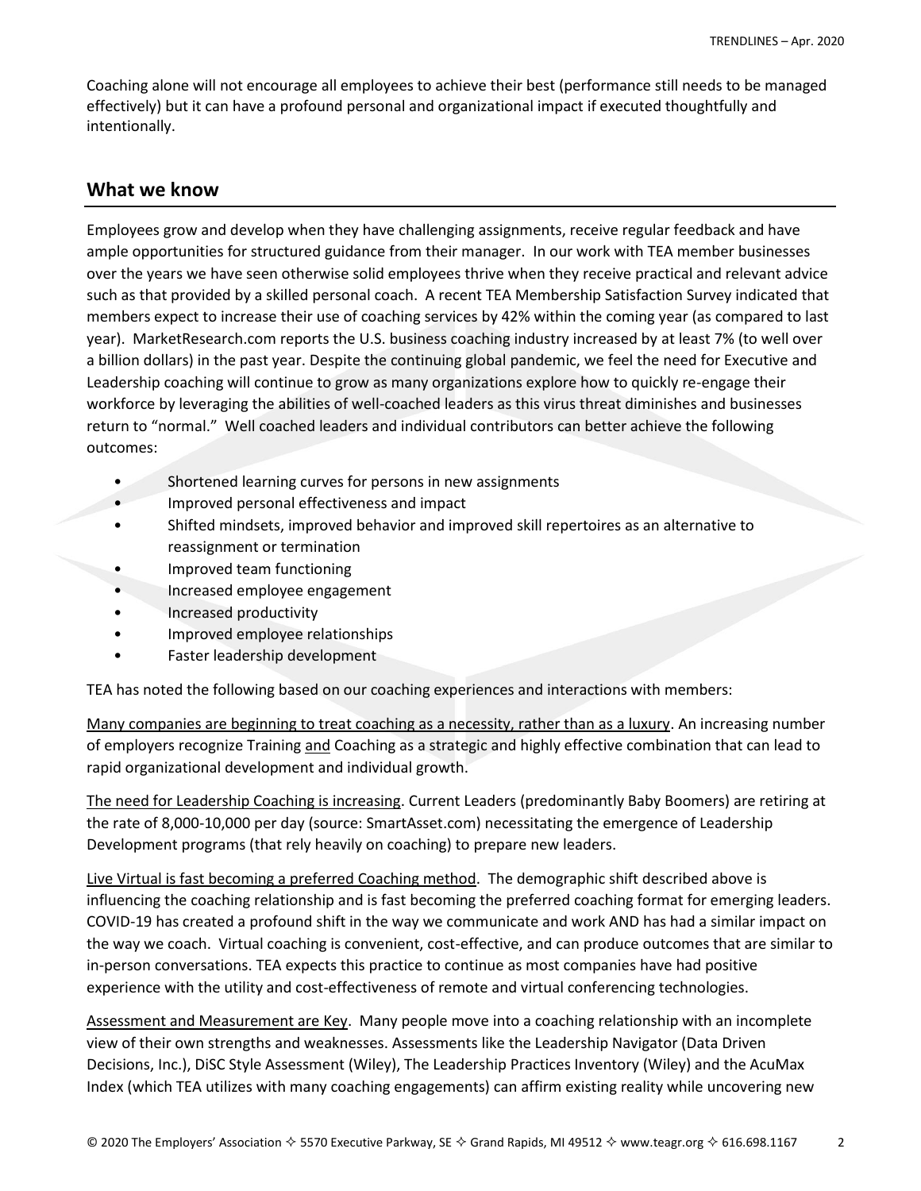Coaching alone will not encourage all employees to achieve their best (performance still needs to be managed effectively) but it can have a profound personal and organizational impact if executed thoughtfully and intentionally.

## What we know

Employees grow and develop when they have challenging assignments, receive regular feedback and have ample opportunities for structured guidance from their manager. In our work with TEA member businesses over the years we have seen otherwise solid employees thrive when they receive practical and relevant advice such as that provided by a skilled personal coach. A recent TEA Membership Satisfaction Survey indicated that members expect to increase their use of coaching services by 42% within the coming year (as compared to last year). MarketResearch.com reports the U.S. business coaching industry increased by at least 7% (to well over a billion dollars) in the past year. Despite the continuing global pandemic, we feel the need for Executive and Leadership coaching will continue to grow as many organizations explore how to quickly re-engage their workforce by leveraging the abilities of well-coached leaders as this virus threat diminishes and businesses return to "normal." Well coached leaders and individual contributors can better achieve the following outcomes:

- Shortened learning curves for persons in new assignments
- Improved personal effectiveness and impact
- Shifted mindsets, improved behavior and improved skill repertoires as an alternative to reassignment or termination
- Improved team functioning
- Increased employee engagement
- Increased productivity
- Improved employee relationships
- Faster leadership development

TEA has noted the following based on our coaching experiences and interactions with members:

<u>Many companies are beginning to treat coaching as a necessity, rather than as a luxury</u>. An increasing number of employers recognize Training <u>and</u> Coaching as a strategic and highly effective combination that can lead to rapid organizational development and individual growth.

<u>The need for Leadership Coaching is increasing</u>. Current Leaders (predominantly Baby Boomers) are retiring at the rate of 8,000-10,000 per day (source: SmartAsset.com) necessitating the emergence of Leadership Development programs (that rely heavily on coaching) to prepare new leaders.

<u>Live Virtual is fast becoming a preferred Coaching method</u>. The demographic shift described above is influencing the coaching relationship and is fast becoming the preferred coaching format for emerging leaders. COVID-19 has created a profound shift in the way we communicate and work AND has had a similar impact on the way we coach. Virtual coaching is convenient, cost-effective, and can produce outcomes that are similar to in-person conversations. TEA expects this practice to continue as most companies have had positive experience with the utility and cost-effectiveness of remote and virtual conferencing technologies.

<u>Assessment and Measurement are Key</u>. Many people move into a coaching relationship with an incomplete view of their own strengths and weaknesses. Assessments like the Leadership Navigator (Data Driven Decisions, Inc.), DiSC Style Assessment (Wiley), The Leadership Practices Inventory (Wiley) and the AcuMax Index (which TEA utilizes with many coaching engagements) can affirm existing reality while uncovering new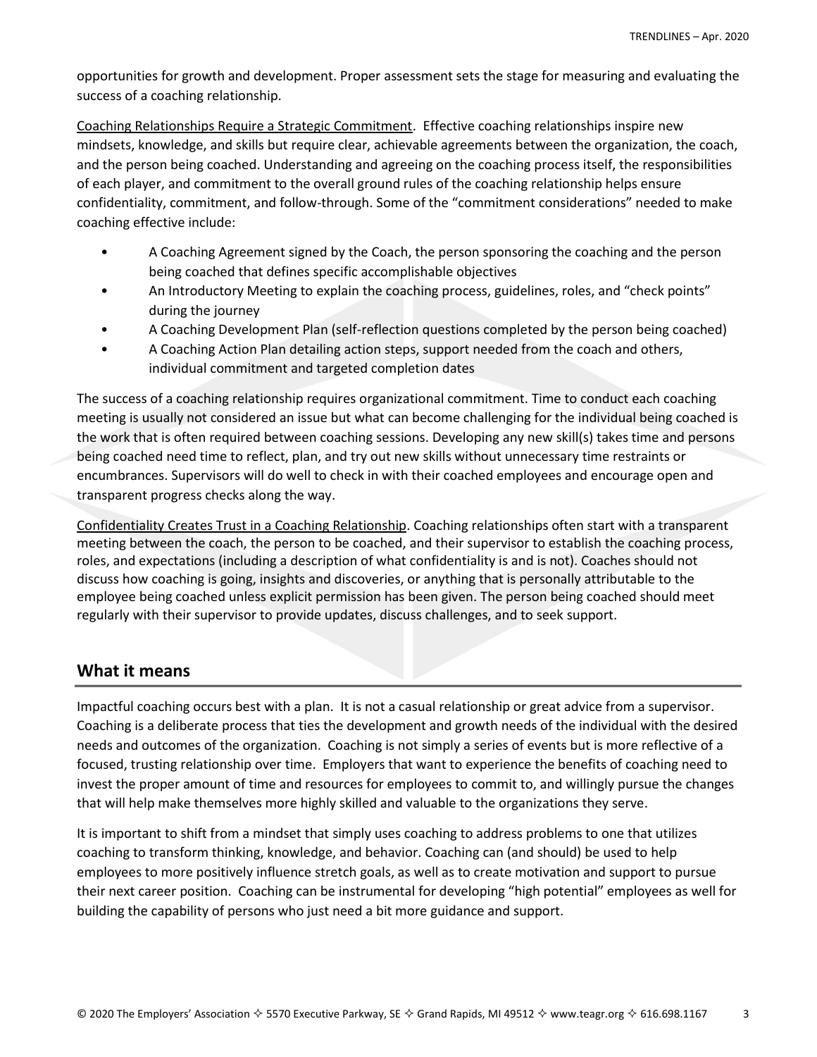opportunities for growth and development. Proper assessment sets the stage for measuring and evaluating the success of a coaching relationship.

Coaching Relationships Require a Strategic Commitment. Effective coaching relationships inspire new mindsets, knowledge, and skills but require clear, achievable agreements between the organization, the coach, and the person being coached. Understanding and agreeing on the coaching process itself, the responsibilities of each player, and commitment to the overall ground rules of the coaching relationship helps ensure confidentiality, commitment, and follow-through. Some of the "commitment considerations" needed to make coaching effective include:

- A Coaching Agreement signed by the Coach, the person sponsoring the coaching and the person being coached that defines specific accomplishable objectives
- An Introductory Meeting to explain the coaching process, guidelines, roles, and "check points" during the journey
- A Coaching Development Plan (self-reflection questions completed by the person being coached)
- A Coaching Action Plan detailing action steps, support needed from the coach and others, individual commitment and targeted completion dates

The success of a coaching relationship requires organizational commitment. Time to conduct each coaching meeting is usually not considered an issue but what can become challenging for the individual being coached is the work that is often required between coaching sessions. Developing any new skill(s) takes time and persons being coached need time to reflect, plan, and try out new skills without unnecessary time restraints or encumbrances. Supervisors will do well to check in with their coached employees and encourage open and transparent progress checks along the way.

Confidentiality Creates Trust in a Coaching Relationship. Coaching relationships often start with a transparent meeting between the coach, the person to be coached, and their supervisor to establish the coaching process, roles, and expectations (including a description of what confidentiality is and is not). Coaches should not discuss how coaching is going, insights and discoveries, or anything that is personally attributable to the employee being coached unless explicit permission has been given. The person being coached should meet regularly with their supervisor to provide updates, discuss challenges, and to seek support.

## What it means

Impactful coaching occurs best with a plan. It is not a casual relationship or great advice from a supervisor. Coaching is a deliberate process that ties the development and growth needs of the individual with the desired needs and outcomes of the organization. Coaching is not simply a series of events but is more reflective of a focused, trusting relationship over time. Employers that want to experience the benefits of coaching need to invest the proper amount of time and resources for employees to commit to, and willingly pursue the changes that will help make themselves more highly skilled and valuable to the organizations they serve.

It is important to shift from a mindset that simply uses coaching to address problems to one that utilizes coaching to transform thinking, knowledge, and behavior. Coaching can (and should) be used to help employees to more positively influence stretch goals, as well as to create motivation and support to pursue their next career position. Coaching can be instrumental for developing "high potential" employees as well for building the capability of persons who just need a bit more guidance and support.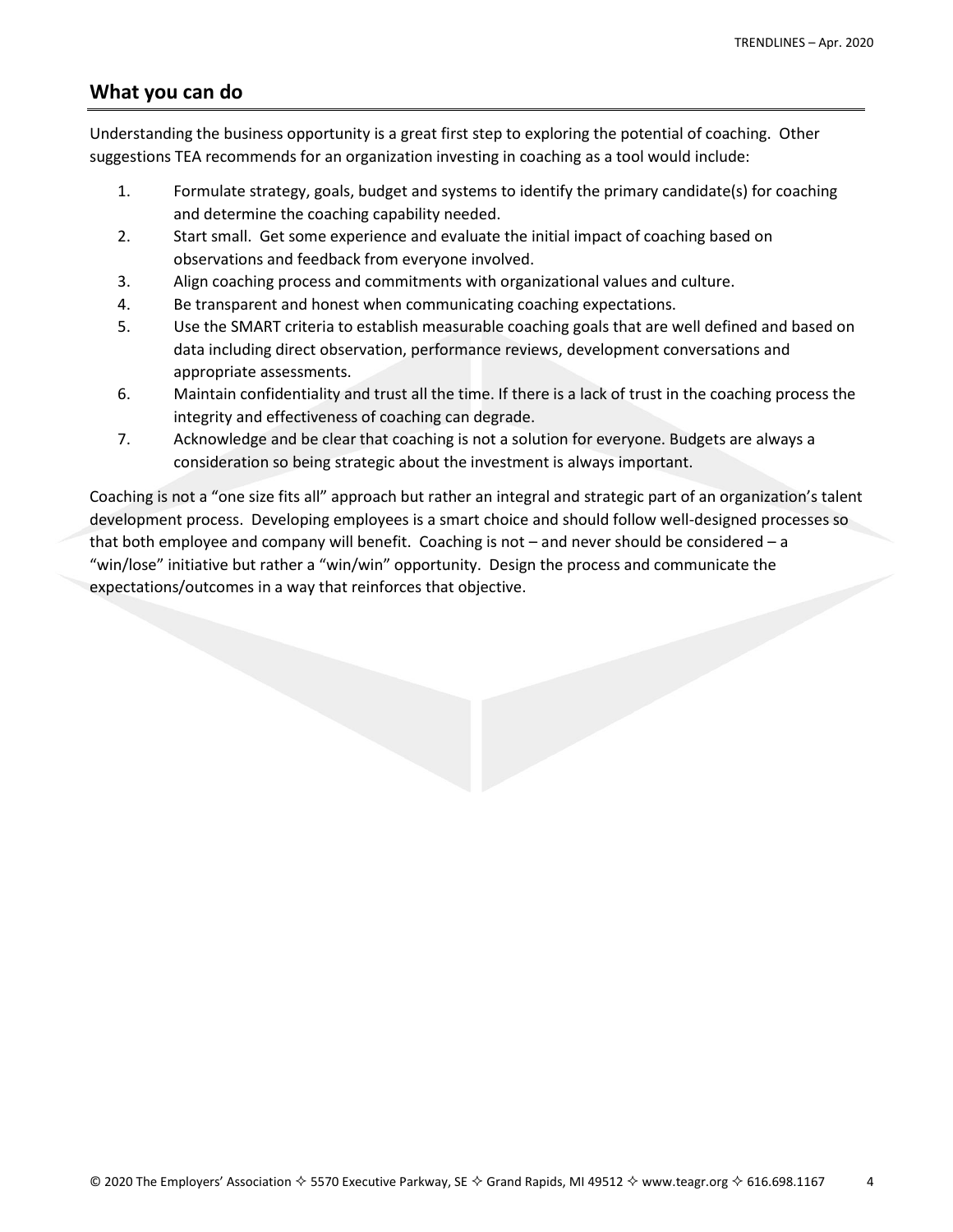## What you can do

Understanding the business opportunity is a great first step to exploring the potential of coaching. Other suggestions TEA recommends for an organization investing in coaching as a tool would include:

1. Formulate strategy, goals, budget and systems to identify the primary candidate(s) for coaching and determine the coaching capability needed.
2. Start small. Get some experience and evaluate the initial impact of coaching based on observations and feedback from everyone involved.
3. Align coaching process and commitments with organizational values and culture.
4. Be transparent and honest when communicating coaching expectations.
5. Use the SMART criteria to establish measurable coaching goals that are well defined and based on data including direct observation, performance reviews, development conversations and appropriate assessments.
6. Maintain confidentiality and trust all the time. If there is a lack of trust in the coaching process the integrity and effectiveness of coaching can degrade.
7. Acknowledge and be clear that coaching is not a solution for everyone. Budgets are always a consideration so being strategic about the investment is always important.

Coaching is not a "one size fits all" approach but rather an integral and strategic part of an organization's talent development process. Developing employees is a smart choice and should follow well-designed processes so that both employee and company will benefit. Coaching is not – and never should be considered – a "win/lose" initiative but rather a "win/win" opportunity. Design the process and communicate the expectations/outcomes in a way that reinforces that objective.